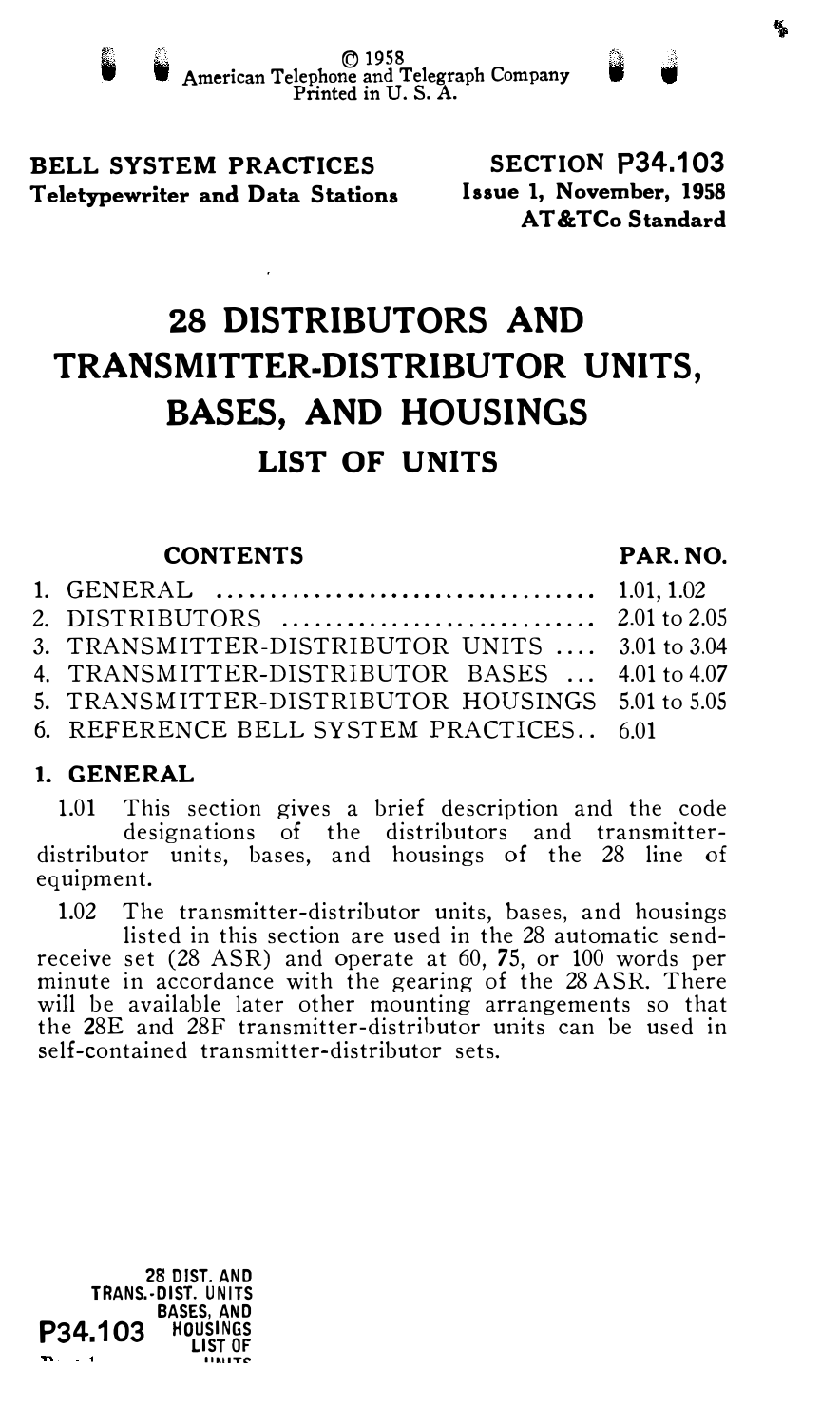© 1958
American Telephone and Telegraph Company
Printed in U. S. A.

**BELL SYSTEM PRACTICES**
**Teletypewriter and Data Stations**

**SECTION P34.103**
**Issue 1, November, 1958**
**AT&TCo Standard**

# 28 DISTRIBUTORS AND TRANSMITTER-DISTRIBUTOR UNITS, BASES, AND HOUSINGS

## LIST OF UNITS

| CONTENTS | PAR. NO. |
|---|---|
| 1. GENERAL | 1.01, 1.02 |
| 2. DISTRIBUTORS | 2.01 to 2.05 |
| 3. TRANSMITTER-DISTRIBUTOR UNITS | 3.01 to 3.04 |
| 4. TRANSMITTER-DISTRIBUTOR BASES | 4.01 to 4.07 |
| 5. TRANSMITTER-DISTRIBUTOR HOUSINGS | 5.01 to 5.05 |
| 6. REFERENCE BELL SYSTEM PRACTICES | 6.01 |

### 1. GENERAL

1.01 This section gives a brief description and the code designations of the distributors and transmitter-distributor units, bases, and housings of the 28 line of equipment.

1.02 The transmitter-distributor units, bases, and housings listed in this section are used in the 28 automatic send-receive set (28 ASR) and operate at 60, 75, or 100 words per minute in accordance with the gearing of the 28 ASR. There will be available later other mounting arrangements so that the 28E and 28F transmitter-distributor units can be used in self-contained transmitter-distributor sets.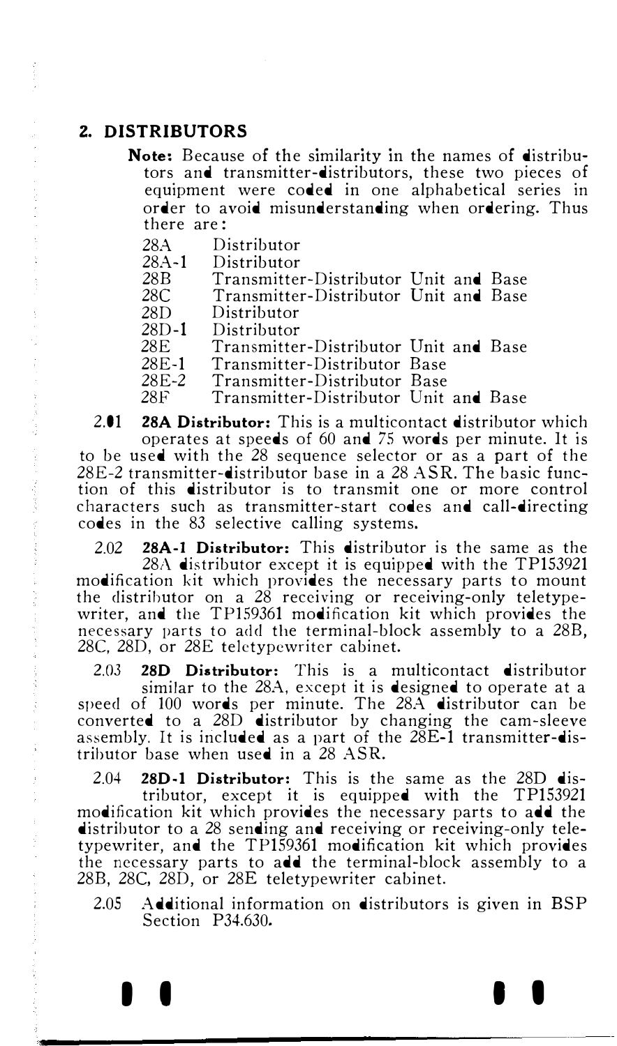## 2. DISTRIBUTORS

**Note:** Because of the similarity in the names of distributors and transmitter-distributors, these two pieces of equipment were coded in one alphabetical series in order to avoid misunderstanding when ordering. Thus there are:

| | |
|---|---|
| 28A | Distributor |
| 28A-1 | Distributor |
| 28B | Transmitter-Distributor Unit and Base |
| 28C | Transmitter-Distributor Unit and Base |
| 28D | Distributor |
| 28D-1 | Distributor |
| 28E | Transmitter-Distributor Unit and Base |
| 28E-1 | Transmitter-Distributor Base |
| 28E-2 | Transmitter-Distributor Base |
| 28F | Transmitter-Distributor Unit and Base |

2.01 **28A Distributor:** This is a multicontact distributor which operates at speeds of 60 and 75 words per minute. It is to be used with the 28 sequence selector or as a part of the 28E-2 transmitter-distributor base in a 28 ASR. The basic function of this distributor is to transmit one or more control characters such as transmitter-start codes and call-directing codes in the 83 selective calling systems.

2.02 **28A-1 Distributor:** This distributor is the same as the 28A distributor except it is equipped with the TP153921 modification kit which provides the necessary parts to mount the distributor on a 28 receiving or receiving-only teletypewriter, and the TP159361 modification kit which provides the necessary parts to add the terminal-block assembly to a 28B, 28C, 28D, or 28E teletypewriter cabinet.

2.03 **28D Distributor:** This is a multicontact distributor similar to the 28A, except it is designed to operate at a speed of 100 words per minute. The 28A distributor can be converted to a 28D distributor by changing the cam-sleeve assembly. It is included as a part of the 28E-1 transmitter-distributor base when used in a 28 ASR.

2.04 **28D-1 Distributor:** This is the same as the 28D distributor, except it is equipped with the TP153921 modification kit which provides the necessary parts to add the distributor to a 28 sending and receiving or receiving-only teletypewriter, and the TP159361 modification kit which provides the necessary parts to add the terminal-block assembly to a 28B, 28C, 28D, or 28E teletypewriter cabinet.

2.05 Additional information on distributors is given in BSP Section P34.630.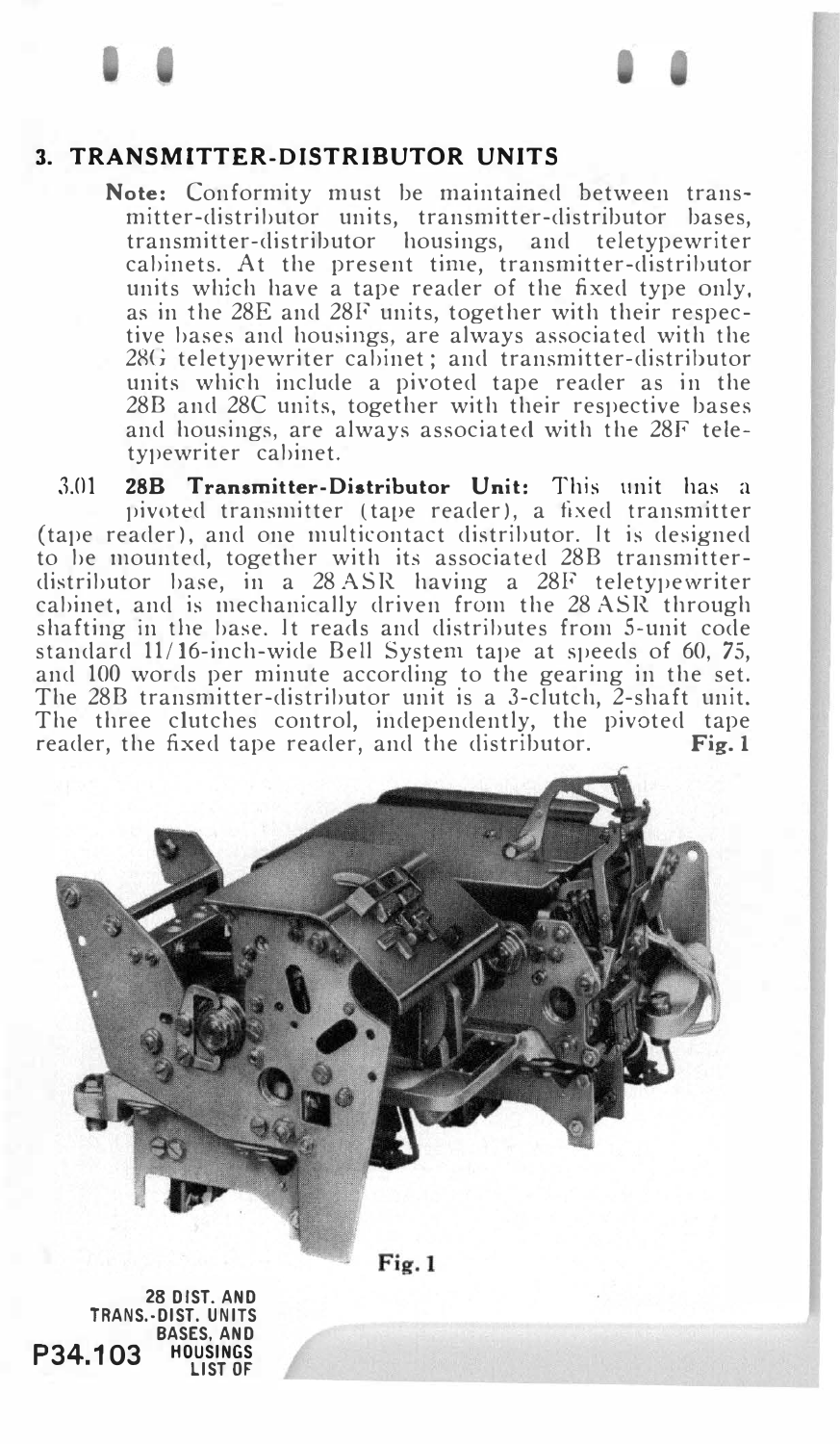## 3. TRANSMITTER-DISTRIBUTOR UNITS

**Note:** Conformity must be maintained between transmitter-distributor units, transmitter-distributor bases, transmitter-distributor housings, and teletypewriter cabinets. At the present time, transmitter-distributor units which have a tape reader of the fixed type only, as in the 28E and 28F units, together with their respective bases and housings, are always associated with the 28G teletypewriter cabinet; and transmitter-distributor units which include a pivoted tape reader as in the 28B and 28C units, together with their respective bases and housings, are always associated with the 28F teletypewriter cabinet.

3.01 **28B Transmitter-Distributor Unit:** This unit has a pivoted transmitter (tape reader), a fixed transmitter (tape reader), and one multicontact distributor. It is designed to be mounted, together with its associated 28B transmitter-distributor base, in a 28 ASR having a 28F teletypewriter cabinet, and is mechanically driven from the 28 ASR through shafting in the base. It reads and distributes from 5-unit code standard 11/16-inch-wide Bell System tape at speeds of 60, 75, and 100 words per minute according to the gearing in the set. The 28B transmitter-distributor unit is a 3-clutch, 2-shaft unit. The three clutches control, independently, the pivoted tape reader, the fixed tape reader, and the distributor. **Fig. 1**

Fig. 1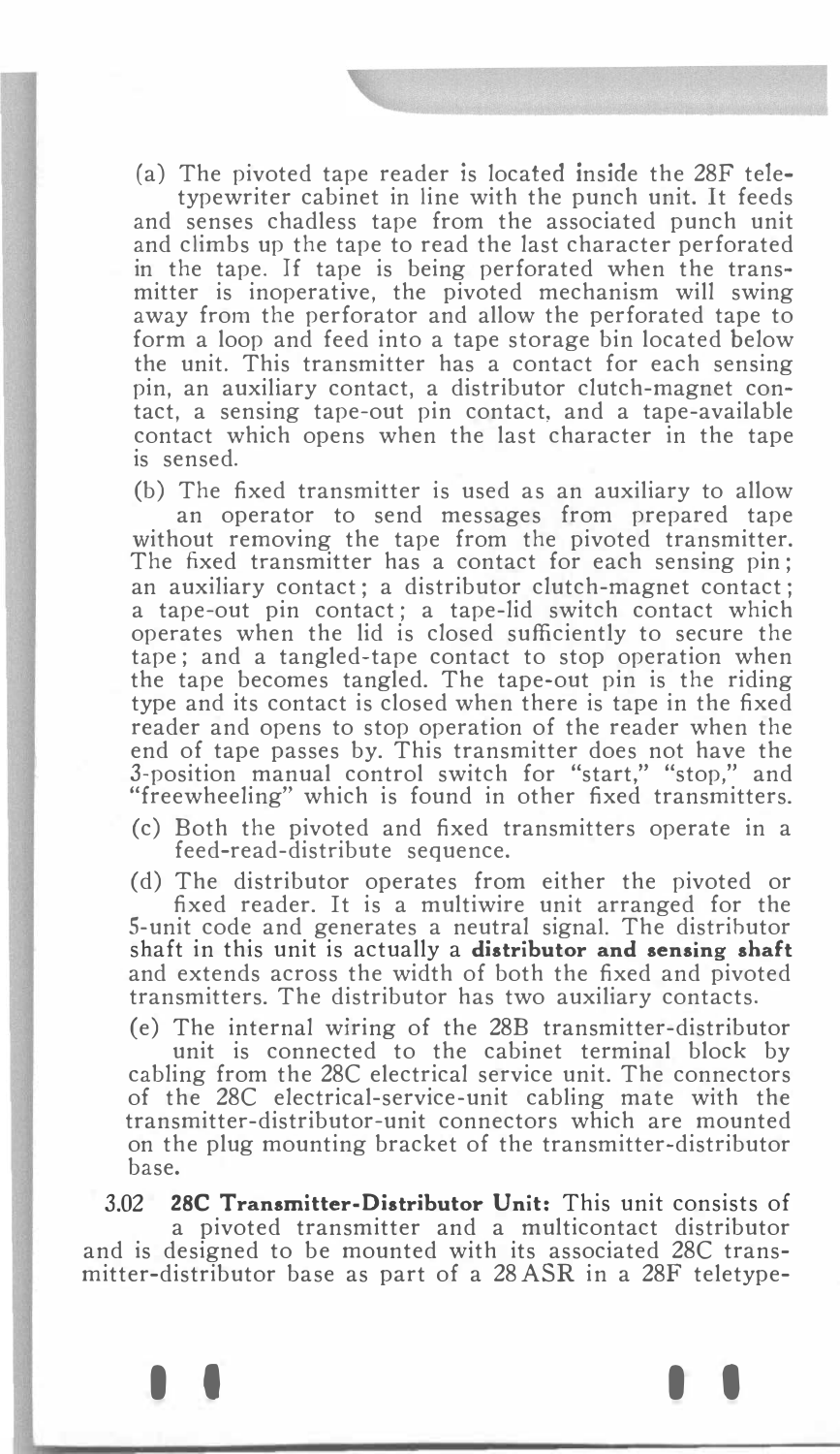(a) The pivoted tape reader is located inside the 28F teletypewriter cabinet in line with the punch unit. It feeds and senses chadless tape from the associated punch unit and climbs up the tape to read the last character perforated in the tape. If tape is being perforated when the transmitter is inoperative, the pivoted mechanism will swing away from the perforator and allow the perforated tape to form a loop and feed into a tape storage bin located below the unit. This transmitter has a contact for each sensing pin, an auxiliary contact, a distributor clutch-magnet contact, a sensing tape-out pin contact, and a tape-available contact which opens when the last character in the tape is sensed.

(b) The fixed transmitter is used as an auxiliary to allow an operator to send messages from prepared tape without removing the tape from the pivoted transmitter. The fixed transmitter has a contact for each sensing pin; an auxiliary contact; a distributor clutch-magnet contact; a tape-out pin contact; a tape-lid switch contact which operates when the lid is closed sufficiently to secure the tape; and a tangled-tape contact to stop operation when the tape becomes tangled. The tape-out pin is the riding type and its contact is closed when there is tape in the fixed reader and opens to stop operation of the reader when the end of tape passes by. This transmitter does not have the 3-position manual control switch for "start," "stop," and "freewheeling" which is found in other fixed transmitters.

(c) Both the pivoted and fixed transmitters operate in a feed-read-distribute sequence.

(d) The distributor operates from either the pivoted or fixed reader. It is a multiwire unit arranged for the 5-unit code and generates a neutral signal. The distributor shaft in this unit is actually a **distributor and sensing shaft** and extends across the width of both the fixed and pivoted transmitters. The distributor has two auxiliary contacts.

(e) The internal wiring of the 28B transmitter-distributor unit is connected to the cabinet terminal block by cabling from the 28C electrical service unit. The connectors of the 28C electrical-service-unit cabling mate with the transmitter-distributor-unit connectors which are mounted on the plug mounting bracket of the transmitter-distributor base.

3.02 **28C Transmitter-Distributor Unit:** This unit consists of a pivoted transmitter and a multicontact distributor and is designed to be mounted with its associated 28C transmitter-distributor base as part of a 28 ASR in a 28F teletype-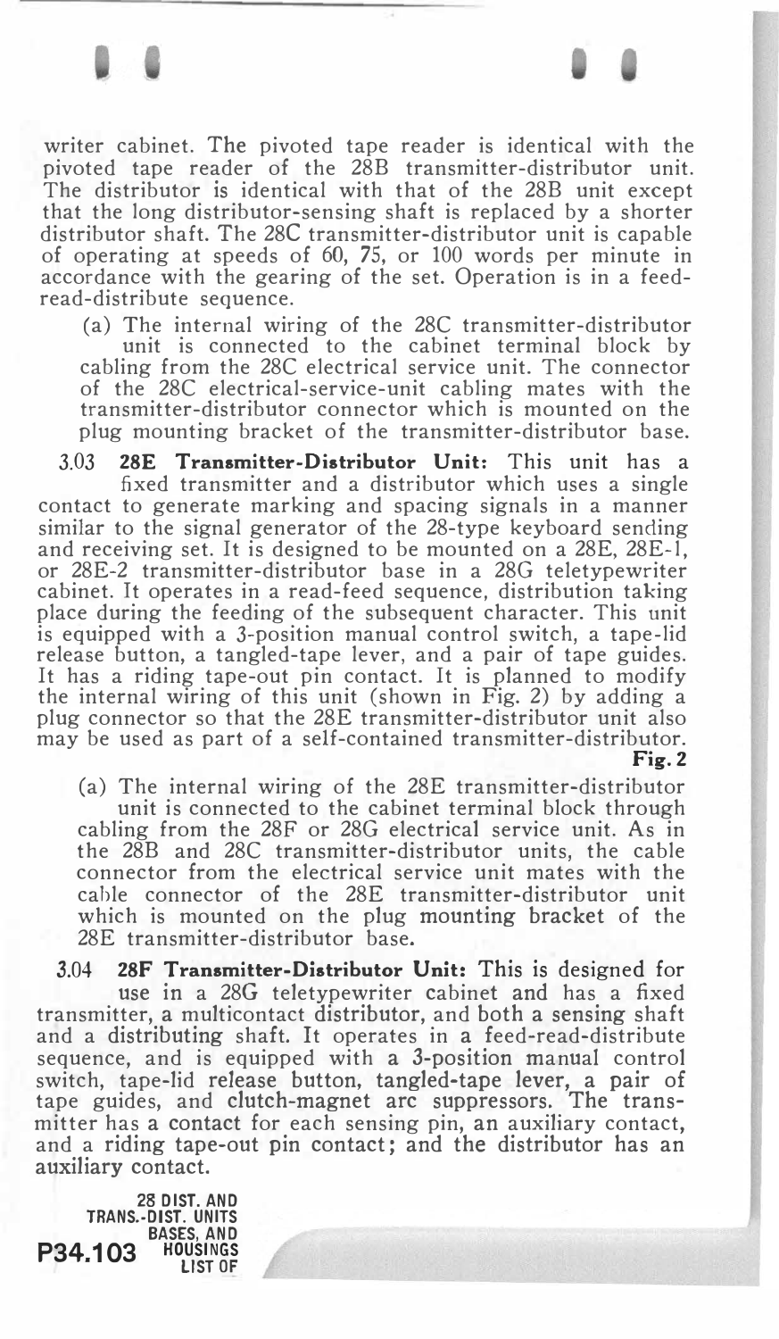writer cabinet. The pivoted tape reader is identical with the pivoted tape reader of the 28B transmitter-distributor unit. The distributor is identical with that of the 28B unit except that the long distributor-sensing shaft is replaced by a shorter distributor shaft. The 28C transmitter-distributor unit is capable of operating at speeds of 60, 75, or 100 words per minute in accordance with the gearing of the set. Operation is in a feed-read-distribute sequence.

(a) The internal wiring of the 28C transmitter-distributor unit is connected to the cabinet terminal block by cabling from the 28C electrical service unit. The connector of the 28C electrical-service-unit cabling mates with the transmitter-distributor connector which is mounted on the plug mounting bracket of the transmitter-distributor base.

3.03 **28E Transmitter-Distributor Unit:** This unit has a fixed transmitter and a distributor which uses a single contact to generate marking and spacing signals in a manner similar to the signal generator of the 28-type keyboard sending and receiving set. It is designed to be mounted on a 28E, 28E-1, or 28E-2 transmitter-distributor base in a 28G teletypewriter cabinet. It operates in a read-feed sequence, distribution taking place during the feeding of the subsequent character. This unit is equipped with a 3-position manual control switch, a tape-lid release button, a tangled-tape lever, and a pair of tape guides. It has a riding tape-out pin contact. It is planned to modify the internal wiring of this unit (shown in Fig. 2) by adding a plug connector so that the 28E transmitter-distributor unit also may be used as part of a self-contained transmitter-distributor. **Fig. 2**

(a) The internal wiring of the 28E transmitter-distributor unit is connected to the cabinet terminal block through cabling from the 28F or 28G electrical service unit. As in the 28B and 28C transmitter-distributor units, the cable connector from the electrical service unit mates with the cable connector of the 28E transmitter-distributor unit which is mounted on the plug mounting bracket of the 28E transmitter-distributor base.

3.04 **28F Transmitter-Distributor Unit:** This is designed for use in a 28G teletypewriter cabinet and has a fixed transmitter, a multicontact distributor, and both a sensing shaft and a distributing shaft. It operates in a feed-read-distribute sequence, and is equipped with a 3-position manual control switch, tape-lid release button, tangled-tape lever, a pair of tape guides, and clutch-magnet arc suppressors. The transmitter has a contact for each sensing pin, an auxiliary contact, and a riding tape-out pin contact; and the distributor has an auxiliary contact.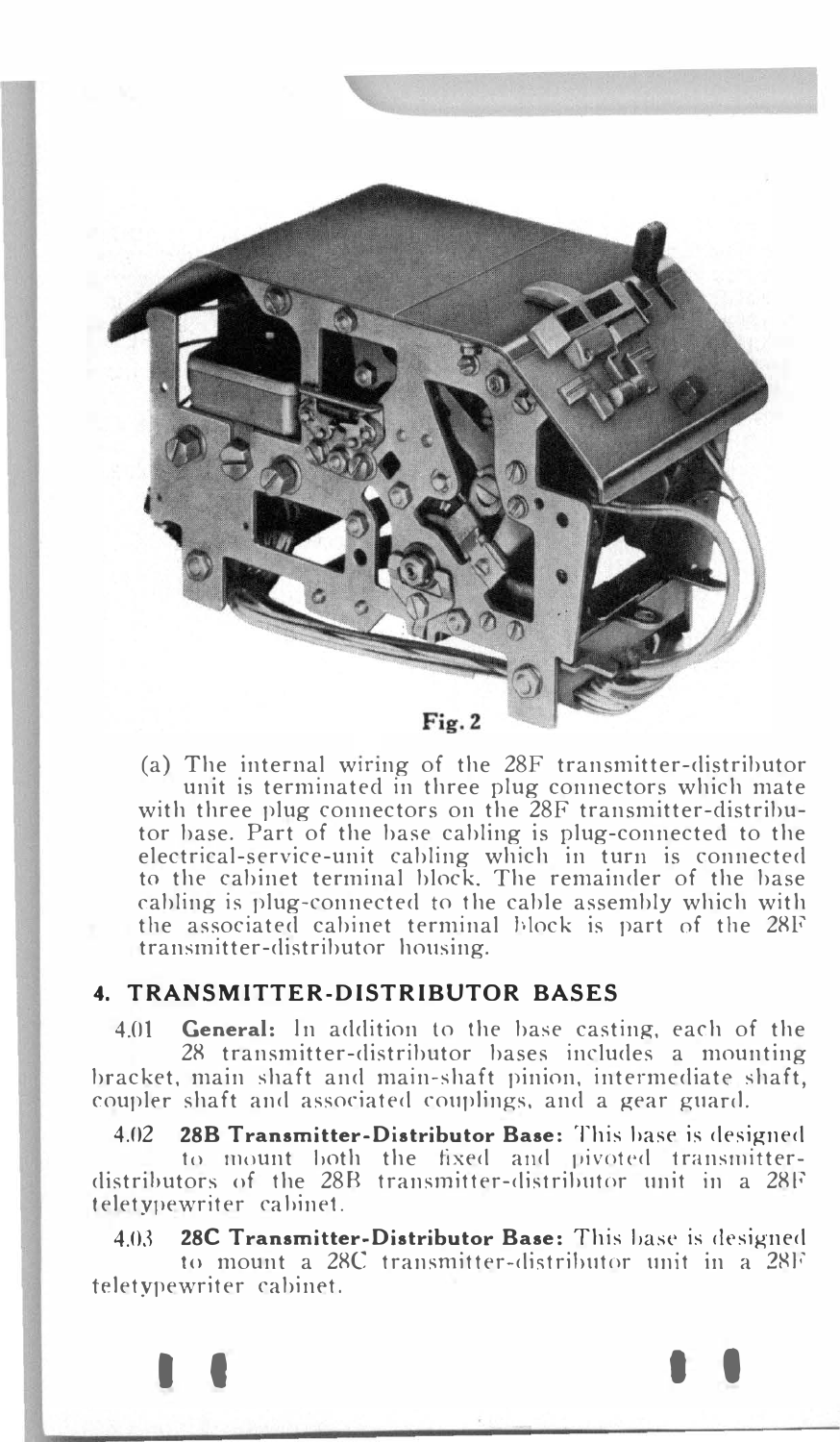Fig. 2

(a) The internal wiring of the 28F transmitter-distributor unit is terminated in three plug connectors which mate with three plug connectors on the 28F transmitter-distributor base. Part of the base cabling is plug-connected to the electrical-service-unit cabling which in turn is connected to the cabinet terminal block. The remainder of the base cabling is plug-connected to the cable assembly which with the associated cabinet terminal block is part of the 28F transmitter-distributor housing.

## 4. TRANSMITTER-DISTRIBUTOR BASES

4.01 **General:** In addition to the base casting, each of the 28 transmitter-distributor bases includes a mounting bracket, main shaft and main-shaft pinion, intermediate shaft, coupler shaft and associated couplings, and a gear guard.

4.02 **28B Transmitter-Distributor Base:** This base is designed to mount both the fixed and pivoted transmitter-distributors of the 28B transmitter-distributor unit in a 28F teletypewriter cabinet.

4.03 **28C Transmitter-Distributor Base:** This base is designed to mount a 28C transmitter-distributor unit in a 28F teletypewriter cabinet.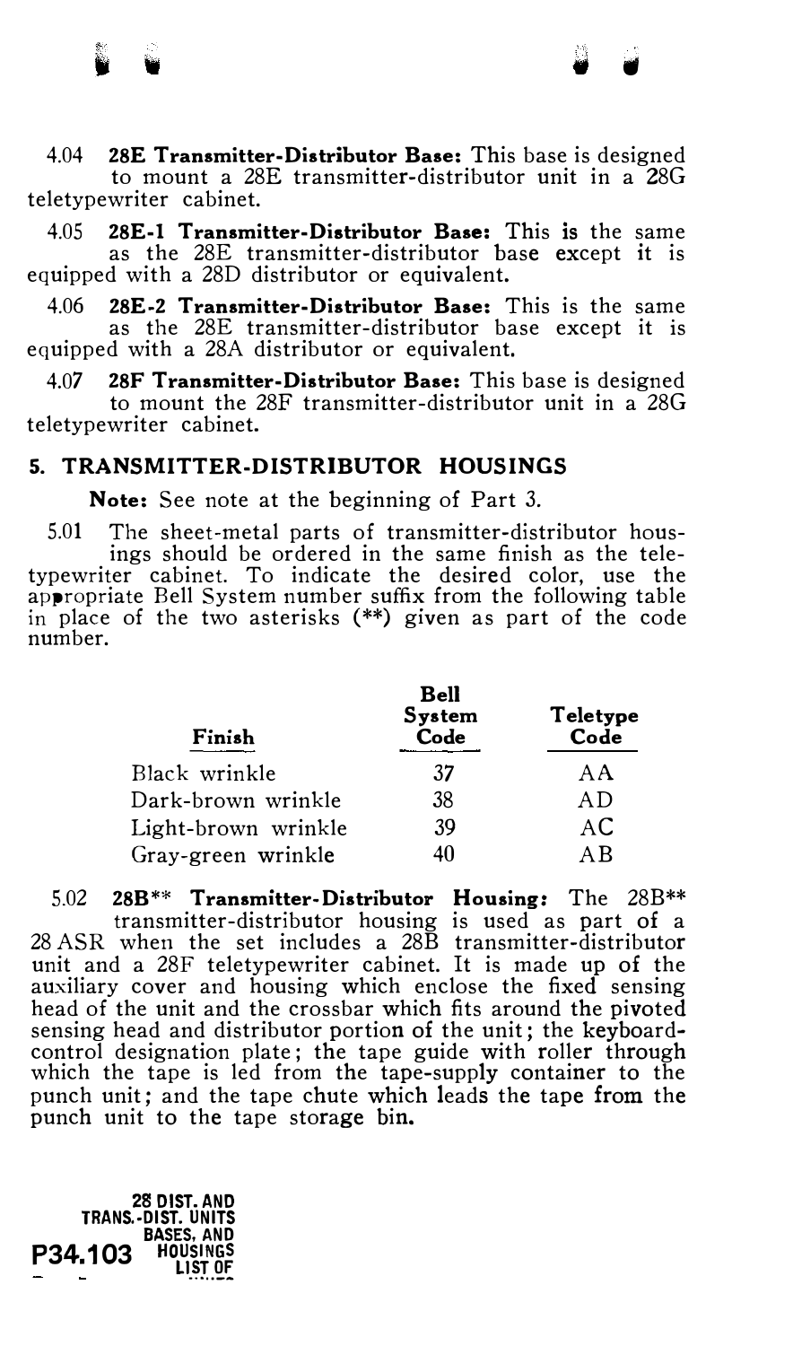4.04 **28E Transmitter-Distributor Base:** This base is designed to mount a 28E transmitter-distributor unit in a 28G teletypewriter cabinet.

4.05 **28E-1 Transmitter-Distributor Base:** This is the same as the 28E transmitter-distributor base except it is equipped with a 28D distributor or equivalent.

4.06 **28E-2 Transmitter-Distributor Base:** This is the same as the 28E transmitter-distributor base except it is equipped with a 28A distributor or equivalent.

4.07 **28F Transmitter-Distributor Base:** This base is designed to mount the 28F transmitter-distributor unit in a 28G teletypewriter cabinet.

## 5. TRANSMITTER-DISTRIBUTOR HOUSINGS

**Note:** See note at the beginning of Part 3.

5.01 The sheet-metal parts of transmitter-distributor housings should be ordered in the same finish as the teletypewriter cabinet. To indicate the desired color, use the appropriate Bell System number suffix from the following table in place of the two asterisks (**) given as part of the code number.

| Finish | Bell System Code | Teletype Code |
|---|---|---|
| Black wrinkle | 37 | AA |
| Dark-brown wrinkle | 38 | AD |
| Light-brown wrinkle | 39 | AC |
| Gray-green wrinkle | 40 | AB |

5.02 **28B** Transmitter-Distributor Housing:** The 28B** transmitter-distributor housing is used as part of a 28 ASR when the set includes a 28B transmitter-distributor unit and a 28F teletypewriter cabinet. It is made up of the auxiliary cover and housing which enclose the fixed sensing head of the unit and the crossbar which fits around the pivoted sensing head and distributor portion of the unit; the keyboard-control designation plate; the tape guide with roller through which the tape is led from the tape-supply container to the punch unit; and the tape chute which leads the tape from the punch unit to the tape storage bin.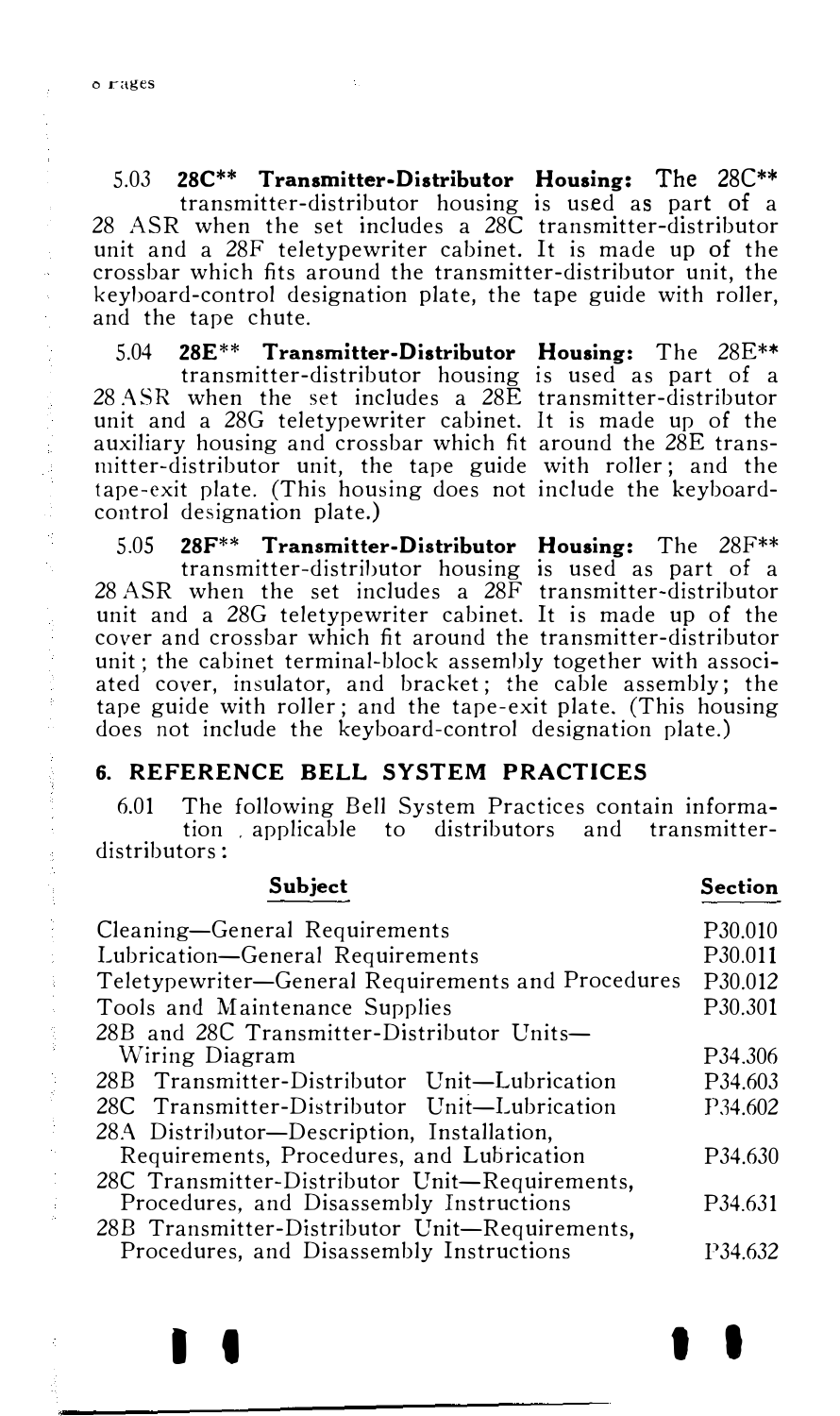5.03 **28C** Transmitter-Distributor Housing:** The 28C** transmitter-distributor housing is used as part of a 28 ASR when the set includes a 28C transmitter-distributor unit and a 28F teletypewriter cabinet. It is made up of the crossbar which fits around the transmitter-distributor unit, the keyboard-control designation plate, the tape guide with roller, and the tape chute.

5.04 **28E** Transmitter-Distributor Housing:** The 28E** transmitter-distributor housing is used as part of a 28 ASR when the set includes a 28E transmitter-distributor unit and a 28G teletypewriter cabinet. It is made up of the auxiliary housing and crossbar which fit around the 28E transmitter-distributor unit, the tape guide with roller; and the tape-exit plate. (This housing does not include the keyboard-control designation plate.)

5.05 **28F** Transmitter-Distributor Housing:** The 28F** transmitter-distributor housing is used as part of a 28 ASR when the set includes a 28F transmitter-distributor unit and a 28G teletypewriter cabinet. It is made up of the cover and crossbar which fit around the transmitter-distributor unit; the cabinet terminal-block assembly together with associated cover, insulator, and bracket; the cable assembly; the tape guide with roller; and the tape-exit plate. (This housing does not include the keyboard-control designation plate.)

## 6. REFERENCE BELL SYSTEM PRACTICES

6.01 The following Bell System Practices contain information applicable to distributors and transmitter-distributors:

| Subject | Section |
|---|---|
| Cleaning—General Requirements | P30.010 |
| Lubrication—General Requirements | P30.011 |
| Teletypewriter—General Requirements and Procedures | P30.012 |
| Tools and Maintenance Supplies | P30.301 |
| 28B and 28C Transmitter-Distributor Units—Wiring Diagram | P34.306 |
| 28B Transmitter-Distributor Unit—Lubrication | P34.603 |
| 28C Transmitter-Distributor Unit—Lubrication | P34.602 |
| 28A Distributor—Description, Installation, Requirements, Procedures, and Lubrication | P34.630 |
| 28C Transmitter-Distributor Unit—Requirements, Procedures, and Disassembly Instructions | P34.631 |
| 28B Transmitter-Distributor Unit—Requirements, Procedures, and Disassembly Instructions | P34.632 |